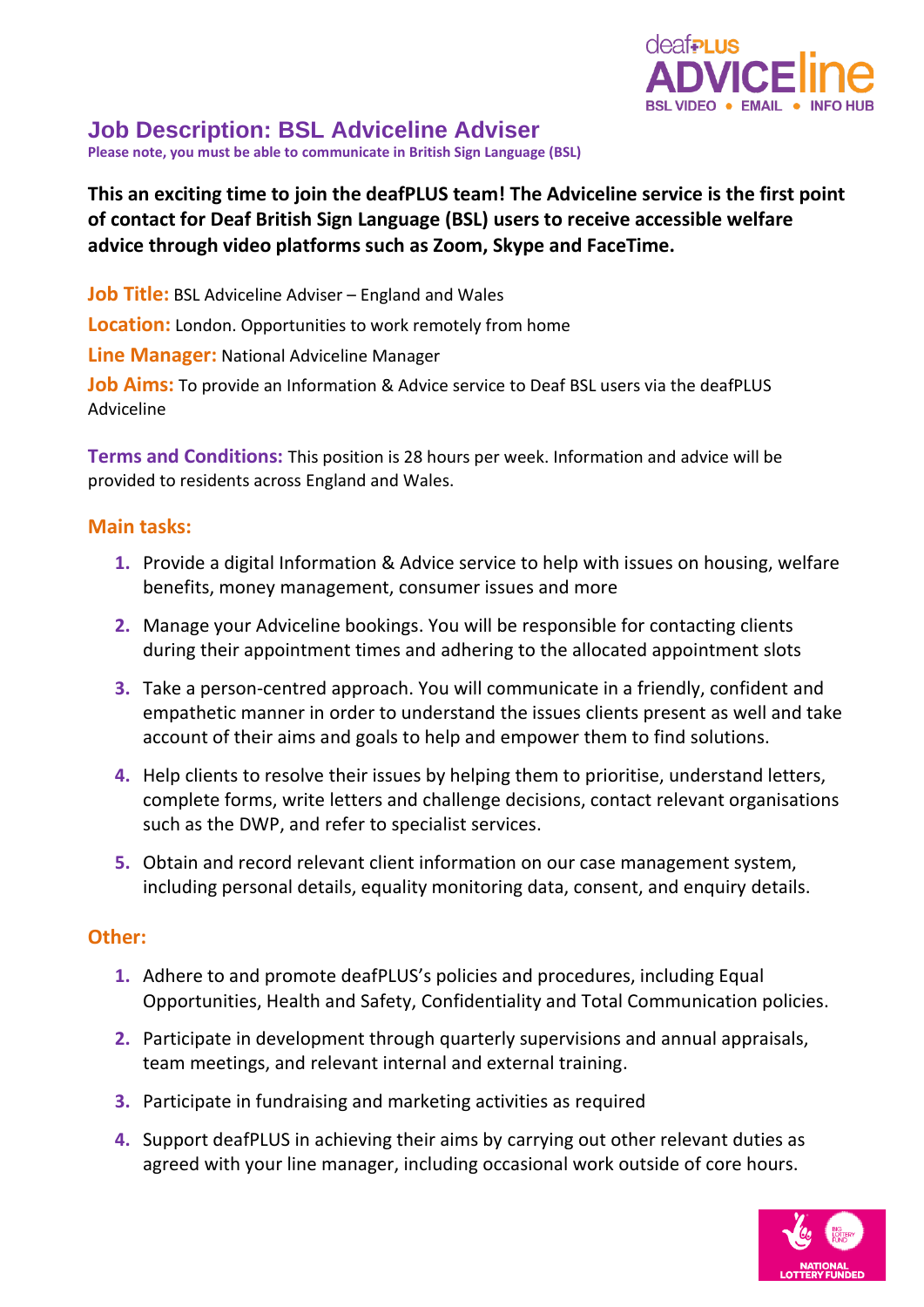deafPLUS ADVICEline
BSL VIDEO • EMAIL • INFO HUB

# Job Description: BSL Adviceline Adviser

**Please note, you must be able to communicate in British Sign Language (BSL)**

**This an exciting time to join the deafPLUS team! The Adviceline service is the first point of contact for Deaf British Sign Language (BSL) users to receive accessible welfare advice through video platforms such as Zoom, Skype and FaceTime.**

**Job Title:** BSL Adviceline Adviser – England and Wales

**Location:** London. Opportunities to work remotely from home

**Line Manager:** National Adviceline Manager

**Job Aims:** To provide an Information & Advice service to Deaf BSL users via the deafPLUS Adviceline

**Terms and Conditions:** This position is 28 hours per week. Information and advice will be provided to residents across England and Wales.

## Main tasks:

1. Provide a digital Information & Advice service to help with issues on housing, welfare benefits, money management, consumer issues and more
2. Manage your Adviceline bookings. You will be responsible for contacting clients during their appointment times and adhering to the allocated appointment slots
3. Take a person-centred approach. You will communicate in a friendly, confident and empathetic manner in order to understand the issues clients present as well and take account of their aims and goals to help and empower them to find solutions.
4. Help clients to resolve their issues by helping them to prioritise, understand letters, complete forms, write letters and challenge decisions, contact relevant organisations such as the DWP, and refer to specialist services.
5. Obtain and record relevant client information on our case management system, including personal details, equality monitoring data, consent, and enquiry details.

## Other:

1. Adhere to and promote deafPLUS's policies and procedures, including Equal Opportunities, Health and Safety, Confidentiality and Total Communication policies.
2. Participate in development through quarterly supervisions and annual appraisals, team meetings, and relevant internal and external training.
3. Participate in fundraising and marketing activities as required
4. Support deafPLUS in achieving their aims by carrying out other relevant duties as agreed with your line manager, including occasional work outside of core hours.

NATIONAL LOTTERY FUNDED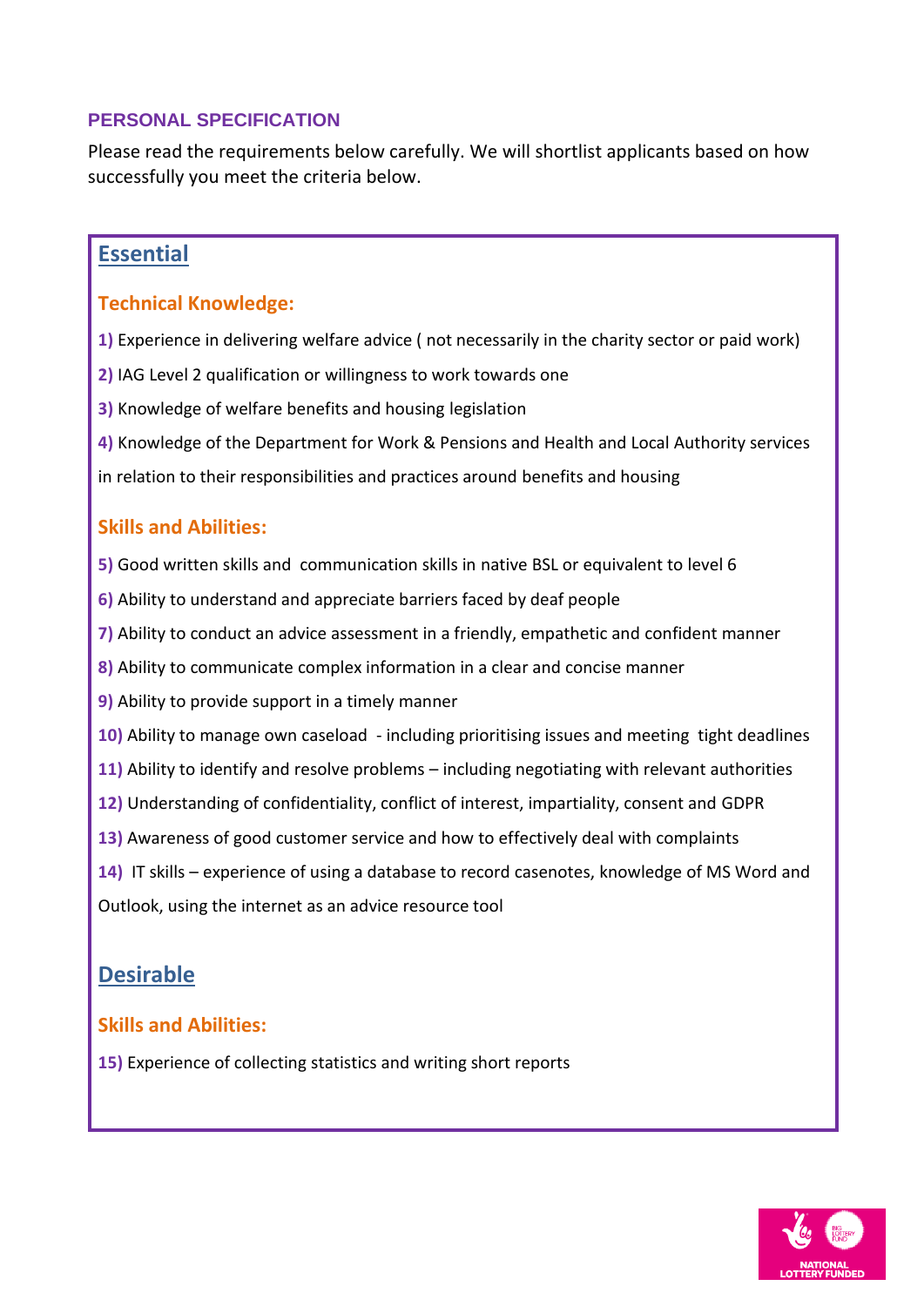## PERSONAL SPECIFICATION

Please read the requirements below carefully. We will shortlist applicants based on how successfully you meet the criteria below.

### Essential

#### Technical Knowledge:

**1)** Experience in delivering welfare advice ( not necessarily in the charity sector or paid work)

**2)** IAG Level 2 qualification or willingness to work towards one

**3)** Knowledge of welfare benefits and housing legislation

**4)** Knowledge of the Department for Work & Pensions and Health and Local Authority services in relation to their responsibilities and practices around benefits and housing

#### Skills and Abilities:

**5)** Good written skills and communication skills in native BSL or equivalent to level 6

**6)** Ability to understand and appreciate barriers faced by deaf people

**7)** Ability to conduct an advice assessment in a friendly, empathetic and confident manner

**8)** Ability to communicate complex information in a clear and concise manner

**9)** Ability to provide support in a timely manner

**10)** Ability to manage own caseload - including prioritising issues and meeting tight deadlines

**11)** Ability to identify and resolve problems – including negotiating with relevant authorities

**12)** Understanding of confidentiality, conflict of interest, impartiality, consent and GDPR

**13)** Awareness of good customer service and how to effectively deal with complaints

**14)** IT skills – experience of using a database to record casenotes, knowledge of MS Word and Outlook, using the internet as an advice resource tool

### Desirable

#### Skills and Abilities:

**15)** Experience of collecting statistics and writing short reports